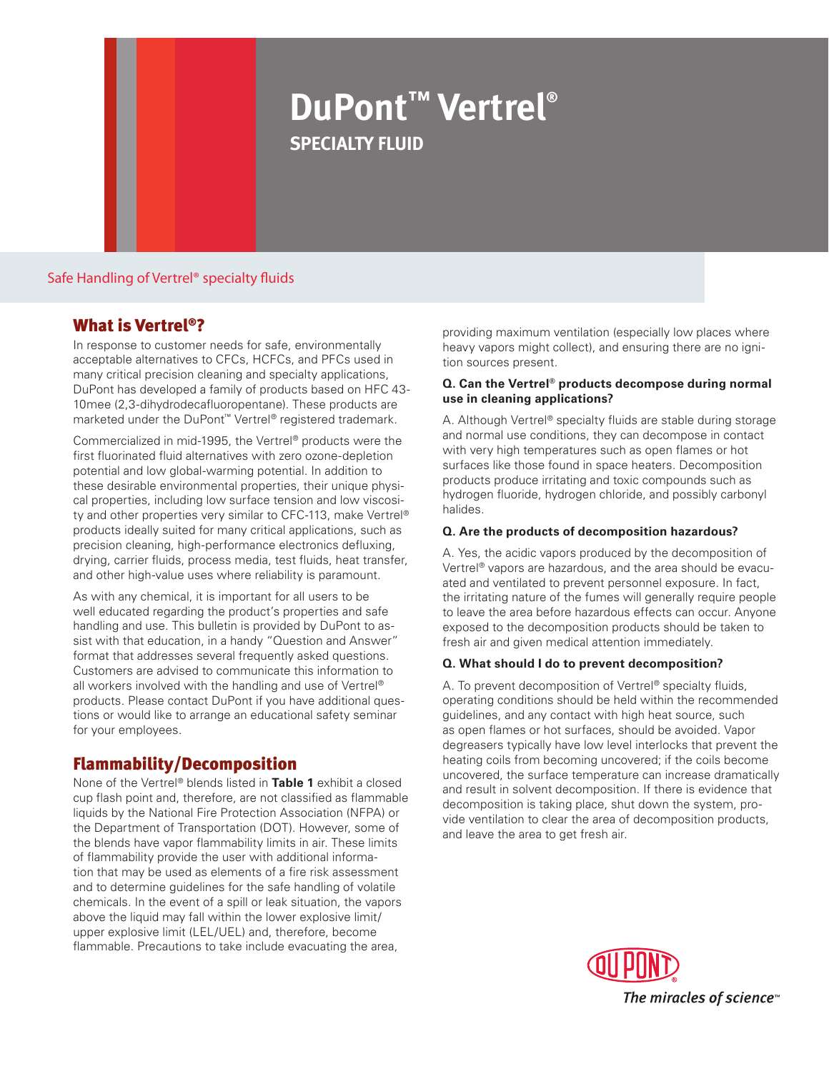# DuPont™ Vertrel®

## SPECIALTY FLUID

Safe Handling of Vertrel® specialty fluids

## What is Vertrel®?

In response to customer needs for safe, environmentally acceptable alternatives to CFCs, HCFCs, and PFCs used in many critical precision cleaning and specialty applications, DuPont has developed a family of products based on HFC 43-10mee (2,3-dihydrodecafluoropentane). These products are marketed under the DuPont™ Vertrel® registered trademark.

Commercialized in mid-1995, the Vertrel® products were the first fluorinated fluid alternatives with zero ozone-depletion potential and low global-warming potential. In addition to these desirable environmental properties, their unique physical properties, including low surface tension and low viscosity and other properties very similar to CFC-113, make Vertrel® products ideally suited for many critical applications, such as precision cleaning, high-performance electronics defluxing, drying, carrier fluids, process media, test fluids, heat transfer, and other high-value uses where reliability is paramount.

As with any chemical, it is important for all users to be well educated regarding the product's properties and safe handling and use. This bulletin is provided by DuPont to assist with that education, in a handy "Question and Answer" format that addresses several frequently asked questions. Customers are advised to communicate this information to all workers involved with the handling and use of Vertrel® products. Please contact DuPont if you have additional questions or would like to arrange an educational safety seminar for your employees.

## Flammability/Decomposition

None of the Vertrel® blends listed in **Table 1** exhibit a closed cup flash point and, therefore, are not classified as flammable liquids by the National Fire Protection Association (NFPA) or the Department of Transportation (DOT). However, some of the blends have vapor flammability limits in air. These limits of flammability provide the user with additional information that may be used as elements of a fire risk assessment and to determine guidelines for the safe handling of volatile chemicals. In the event of a spill or leak situation, the vapors above the liquid may fall within the lower explosive limit/upper explosive limit (LEL/UEL) and, therefore, become flammable. Precautions to take include evacuating the area, providing maximum ventilation (especially low places where heavy vapors might collect), and ensuring there are no ignition sources present.

**Q. Can the Vertrel® products decompose during normal use in cleaning applications?**

A. Although Vertrel® specialty fluids are stable during storage and normal use conditions, they can decompose in contact with very high temperatures such as open flames or hot surfaces like those found in space heaters. Decomposition products produce irritating and toxic compounds such as hydrogen fluoride, hydrogen chloride, and possibly carbonyl halides.

**Q. Are the products of decomposition hazardous?**

A. Yes, the acidic vapors produced by the decomposition of Vertrel® vapors are hazardous, and the area should be evacuated and ventilated to prevent personnel exposure. In fact, the irritating nature of the fumes will generally require people to leave the area before hazardous effects can occur. Anyone exposed to the decomposition products should be taken to fresh air and given medical attention immediately.

**Q. What should I do to prevent decomposition?**

A. To prevent decomposition of Vertrel® specialty fluids, operating conditions should be held within the recommended guidelines, and any contact with high heat source, such as open flames or hot surfaces, should be avoided. Vapor degreasers typically have low level interlocks that prevent the heating coils from becoming uncovered; if the coils become uncovered, the surface temperature can increase dramatically and result in solvent decomposition. If there is evidence that decomposition is taking place, shut down the system, provide ventilation to clear the area of decomposition products, and leave the area to get fresh air.

DuPont®

*The miracles of science™*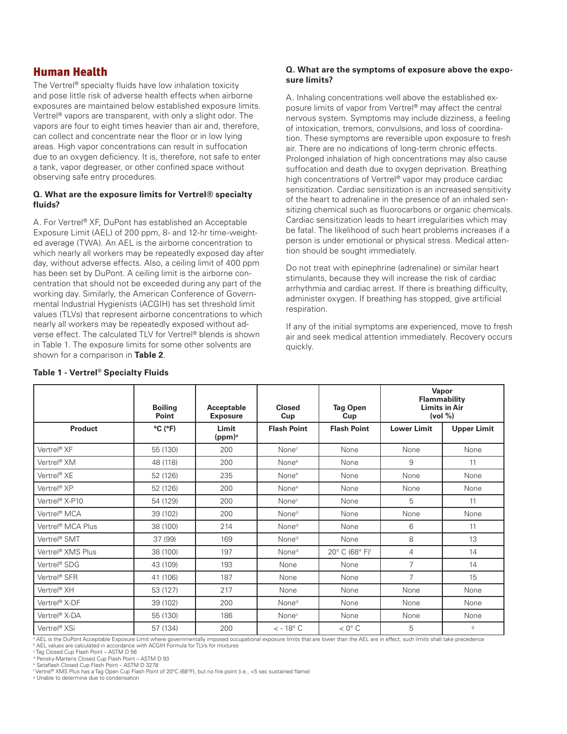## Human Health

The Vertrel® specialty fluids have low inhalation toxicity and pose little risk of adverse health effects when airborne exposures are maintained below established exposure limits. Vertrel® vapors are transparent, with only a slight odor. The vapors are four to eight times heavier than air and, therefore, can collect and concentrate near the floor or in low lying areas. High vapor concentrations can result in suffocation due to an oxygen deficiency. It is, therefore, not safe to enter a tank, vapor degreaser, or other confined space without observing safe entry procedures.

**Q. What are the exposure limits for Vertrel® specialty fluids?**

A. For Vertrel® XF, DuPont has established an Acceptable Exposure Limit (AEL) of 200 ppm, 8- and 12-hr time-weighted average (TWA). An AEL is the airborne concentration to which nearly all workers may be repeatedly exposed day after day, without adverse effects. Also, a ceiling limit of 400 ppm has been set by DuPont. A ceiling limit is the airborne concentration that should not be exceeded during any part of the working day. Similarly, the American Conference of Governmental Industrial Hygienists (ACGIH) has set threshold limit values (TLVs) that represent airborne concentrations to which nearly all workers may be repeatedly exposed without adverse effect. The calculated TLV for Vertrel® blends is shown in Table 1. The exposure limits for some other solvents are shown for a comparison in **Table 2**.

**Q. What are the symptoms of exposure above the exposure limits?**

A. Inhaling concentrations well above the established exposure limits of vapor from Vertrel® may affect the central nervous system. Symptoms may include dizziness, a feeling of intoxication, tremors, convulsions, and loss of coordination. These symptoms are reversible upon exposure to fresh air. There are no indications of long-term chronic effects. Prolonged inhalation of high concentrations may also cause suffocation and death due to oxygen deprivation. Breathing high concentrations of Vertrel® vapor may produce cardiac sensitization. Cardiac sensitization is an increased sensitivity of the heart to adrenaline in the presence of an inhaled sensitizing chemical such as fluorocarbons or organic chemicals. Cardiac sensitization leads to heart irregularities which may be fatal. The likelihood of such heart problems increases if a person is under emotional or physical stress. Medical attention should be sought immediately.

Do not treat with epinephrine (adrenaline) or similar heart stimulants, because they will increase the risk of cardiac arrhythmia and cardiac arrest. If there is breathing difficulty, administer oxygen. If breathing has stopped, give artificial respiration.

If any of the initial symptoms are experienced, move to fresh air and seek medical attention immediately. Recovery occurs quickly.

**Table 1 - Vertrel® Specialty Fluids**

| | Boiling Point | Acceptable Exposure | Closed Cup | Tag Open Cup | Vapor Flammability Limits in Air (vol %) | |
|---|---|---|---|---|---|---|
| **Product** | **°C (°F)** | **Limit (ppm)[a]** | **Flash Point** | **Flash Point** | **Lower Limit** | **Upper Limit** |
| Vertrel® XF | 55 (130) | 200 | None[c] | None | None | None |
| Vertrel® XM | 48 (118) | 200 | None[e] | None | 9 | 11 |
| Vertrel® XE | 52 (126) | 235 | None[e] | None | None | None |
| Vertrel® XP | 52 (126) | 200 | None[e] | None | None | None |
| Vertrel® X-P10 | 54 (129) | 200 | None[c] | None | 5 | 11 |
| Vertrel® MCA | 39 (102) | 200 | None[d] | None | None | None |
| Vertrel® MCA Plus | 38 (100) | 214 | None[d] | None | 6 | 11 |
| Vertrel® SMT | 37 (99) | 169 | None[d] | None | 8 | 13 |
| Vertrel® XMS Plus | 38 (100) | 197 | None[d] | 20° C (68° F)[f] | 4 | 14 |
| Vertrel® SDG | 43 (109) | 193 | None | None | 7 | 14 |
| Vertrel® SFR | 41 (106) | 187 | None | None | 7 | 15 |
| Vertrel® XH | 53 (127) | 217 | None | None | None | None |
| Vertrel® X-DF | 39 (102) | 200 | None[d] | None | None | None |
| Vertrel® X-DA | 55 (130) | 186 | None[c] | None | None | None |
| Vertrel® XSi | 57 (134) | 200 | < - 18° C | < 0° C | 5 | [g] |

[a] AEL is the DuPont Acceptable Exposure Limit where governmentally imposed occupational exposure limits that are lower than the AEL are in effect, such limits shall take precedence
[b] AEL values are calculated in accordance with ACGIH Formula for TLVs for mixtures
[c] Tag Closed Cup Flash Point – ASTM D 56
[d] Pensky-Martens Closed Cup Flash Point – ASTM D 93
[e] Setaflash Closed Cup Flash Point – ASTM D 3278
[f] Vertrel® XMS Plus has a Tag Open Cup Flash Point of 20°C (68°F), but no fire point (i.e., <5 sec sustained flame)
[g] Unable to determine due to condensation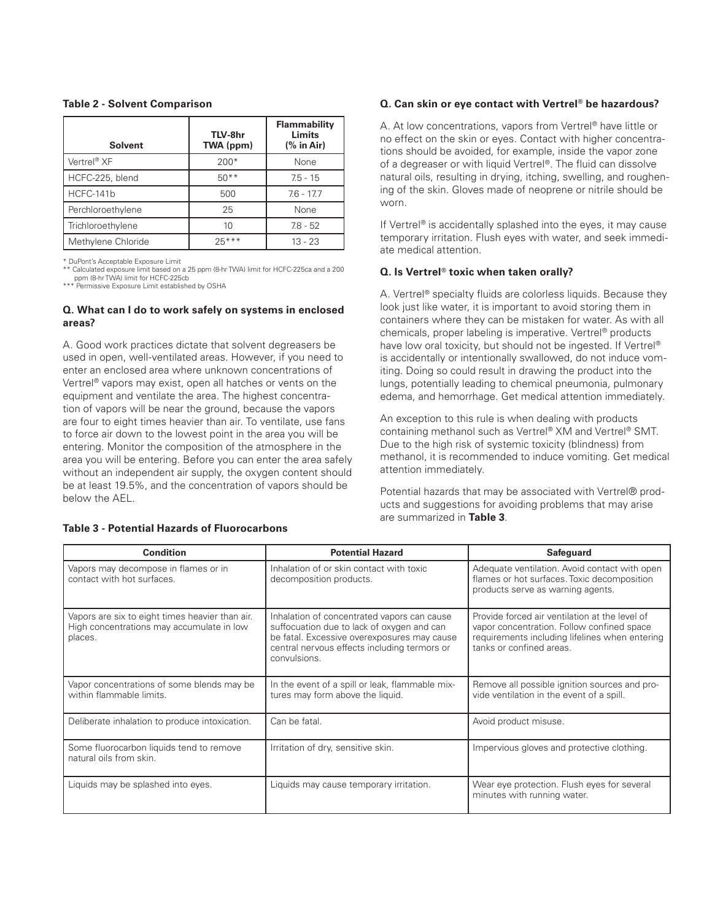**Table 2 - Solvent Comparison**

| Solvent | TLV-8hr TWA (ppm) | Flammability Limits (% in Air) |
|---|---|---|
| Vertrel® XF | 200* | None |
| HCFC-225, blend | 50** | 7.5 - 15 |
| HCFC-141b | 500 | 7.6 - 17.7 |
| Perchloroethylene | 25 | None |
| Trichloroethylene | 10 | 7.8 - 52 |
| Methylene Chloride | 25*** | 13 - 23 |

\* DuPont's Acceptable Exposure Limit
** Calculated exposure limit based on a 25 ppm (8-hr TWA) limit for HCFC-225ca and a 200 ppm (8-hr TWA) limit for HCFC-225cb
*** Permissive Exposure Limit established by OSHA

**Q. What can I do to work safely on systems in enclosed areas?**

A. Good work practices dictate that solvent degreasers be used in open, well-ventilated areas. However, if you need to enter an enclosed area where unknown concentrations of Vertrel® vapors may exist, open all hatches or vents on the equipment and ventilate the area. The highest concentration of vapors will be near the ground, because the vapors are four to eight times heavier than air. To ventilate, use fans to force air down to the lowest point in the area you will be entering. Monitor the composition of the atmosphere in the area you will be entering. Before you can enter the area safely without an independent air supply, the oxygen content should be at least 19.5%, and the concentration of vapors should be below the AEL.

**Q. Can skin or eye contact with Vertrel® be hazardous?**

A. At low concentrations, vapors from Vertrel® have little or no effect on the skin or eyes. Contact with higher concentrations should be avoided, for example, inside the vapor zone of a degreaser or with liquid Vertrel®. The fluid can dissolve natural oils, resulting in drying, itching, swelling, and roughening of the skin. Gloves made of neoprene or nitrile should be worn.

If Vertrel® is accidentally splashed into the eyes, it may cause temporary irritation. Flush eyes with water, and seek immediate medical attention.

**Q. Is Vertrel® toxic when taken orally?**

A. Vertrel® specialty fluids are colorless liquids. Because they look just like water, it is important to avoid storing them in containers where they can be mistaken for water. As with all chemicals, proper labeling is imperative. Vertrel® products have low oral toxicity, but should not be ingested. If Vertrel® is accidentally or intentionally swallowed, do not induce vomiting. Doing so could result in drawing the product into the lungs, potentially leading to chemical pneumonia, pulmonary edema, and hemorrhage. Get medical attention immediately.

An exception to this rule is when dealing with products containing methanol such as Vertrel® XM and Vertrel® SMT. Due to the high risk of systemic toxicity (blindness) from methanol, it is recommended to induce vomiting. Get medical attention immediately.

Potential hazards that may be associated with Vertrel® products and suggestions for avoiding problems that may arise are summarized in **Table 3**.

**Table 3 - Potential Hazards of Fluorocarbons**

| Condition | Potential Hazard | Safeguard |
|---|---|---|
| Vapors may decompose in flames or in contact with hot surfaces. | Inhalation of or skin contact with toxic decomposition products. | Adequate ventilation. Avoid contact with open flames or hot surfaces. Toxic decomposition products serve as warning agents. |
| Vapors are six to eight times heavier than air. High concentrations may accumulate in low places. | Inhalation of concentrated vapors can cause suffocation due to lack of oxygen and can be fatal. Excessive overexposures may cause central nervous effects including termors or convulsions. | Provide forced air ventilation at the level of vapor concentration. Follow confined space requirements including lifelines when entering tanks or confined areas. |
| Vapor concentrations of some blends may be within flammable limits. | In the event of a spill or leak, flammable mixtures may form above the liquid. | Remove all possible ignition sources and provide ventilation in the event of a spill. |
| Deliberate inhalation to produce intoxication. | Can be fatal. | Avoid product misuse. |
| Some fluorocarbon liquids tend to remove natural oils from skin. | Irritation of dry, sensitive skin. | Impervious gloves and protective clothing. |
| Liquids may be splashed into eyes. | Liquids may cause temporary irritation. | Wear eye protection. Flush eyes for several minutes with running water. |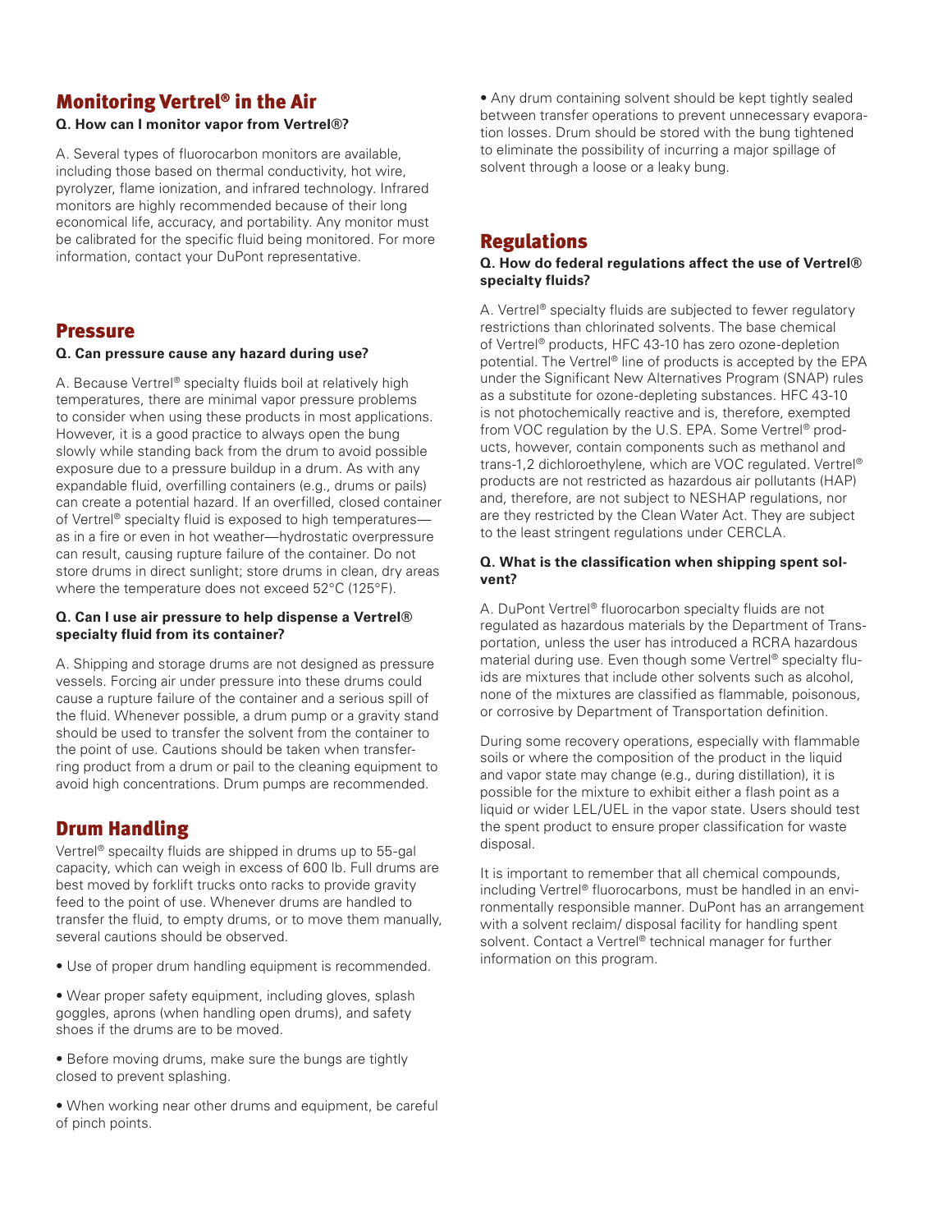## Monitoring Vertrel® in the Air

**Q. How can I monitor vapor from Vertrel®?**

A. Several types of fluorocarbon monitors are available, including those based on thermal conductivity, hot wire, pyrolyzer, flame ionization, and infrared technology. Infrared monitors are highly recommended because of their long economical life, accuracy, and portability. Any monitor must be calibrated for the specific fluid being monitored. For more information, contact your DuPont representative.

## Pressure

**Q. Can pressure cause any hazard during use?**

A. Because Vertrel® specialty fluids boil at relatively high temperatures, there are minimal vapor pressure problems to consider when using these products in most applications. However, it is a good practice to always open the bung slowly while standing back from the drum to avoid possible exposure due to a pressure buildup in a drum. As with any expandable fluid, overfilling containers (e.g., drums or pails) can create a potential hazard. If an overfilled, closed container of Vertrel® specialty fluid is exposed to high temperatures—as in a fire or even in hot weather—hydrostatic overpressure can result, causing rupture failure of the container. Do not store drums in direct sunlight; store drums in clean, dry areas where the temperature does not exceed 52°C (125°F).

**Q. Can I use air pressure to help dispense a Vertrel® specialty fluid from its container?**

A. Shipping and storage drums are not designed as pressure vessels. Forcing air under pressure into these drums could cause a rupture failure of the container and a serious spill of the fluid. Whenever possible, a drum pump or a gravity stand should be used to transfer the solvent from the container to the point of use. Cautions should be taken when transferring product from a drum or pail to the cleaning equipment to avoid high concentrations. Drum pumps are recommended.

## Drum Handling

Vertrel® specailty fluids are shipped in drums up to 55-gal capacity, which can weigh in excess of 600 lb. Full drums are best moved by forklift trucks onto racks to provide gravity feed to the point of use. Whenever drums are handled to transfer the fluid, to empty drums, or to move them manually, several cautions should be observed.

- Use of proper drum handling equipment is recommended.
- Wear proper safety equipment, including gloves, splash goggles, aprons (when handling open drums), and safety shoes if the drums are to be moved.
- Before moving drums, make sure the bungs are tightly closed to prevent splashing.
- When working near other drums and equipment, be careful of pinch points.
- Any drum containing solvent should be kept tightly sealed between transfer operations to prevent unnecessary evaporation losses. Drum should be stored with the bung tightened to eliminate the possibility of incurring a major spillage of solvent through a loose or a leaky bung.

## Regulations

**Q. How do federal regulations affect the use of Vertrel® specialty fluids?**

A. Vertrel® specialty fluids are subjected to fewer regulatory restrictions than chlorinated solvents. The base chemical of Vertrel® products, HFC 43-10 has zero ozone-depletion potential. The Vertrel® line of products is accepted by the EPA under the Significant New Alternatives Program (SNAP) rules as a substitute for ozone-depleting substances. HFC 43-10 is not photochemically reactive and is, therefore, exempted from VOC regulation by the U.S. EPA. Some Vertrel® products, however, contain components such as methanol and trans-1,2 dichloroethylene, which are VOC regulated. Vertrel® products are not restricted as hazardous air pollutants (HAP) and, therefore, are not subject to NESHAP regulations, nor are they restricted by the Clean Water Act. They are subject to the least stringent regulations under CERCLA.

**Q. What is the classification when shipping spent solvent?**

A. DuPont Vertrel® fluorocarbon specialty fluids are not regulated as hazardous materials by the Department of Transportation, unless the user has introduced a RCRA hazardous material during use. Even though some Vertrel® specialty fluids are mixtures that include other solvents such as alcohol, none of the mixtures are classified as flammable, poisonous, or corrosive by Department of Transportation definition.

During some recovery operations, especially with flammable soils or where the composition of the product in the liquid and vapor state may change (e.g., during distillation), it is possible for the mixture to exhibit either a flash point as a liquid or wider LEL/UEL in the vapor state. Users should test the spent product to ensure proper classification for waste disposal.

It is important to remember that all chemical compounds, including Vertrel® fluorocarbons, must be handled in an environmentally responsible manner. DuPont has an arrangement with a solvent reclaim/ disposal facility for handling spent solvent. Contact a Vertrel® technical manager for further information on this program.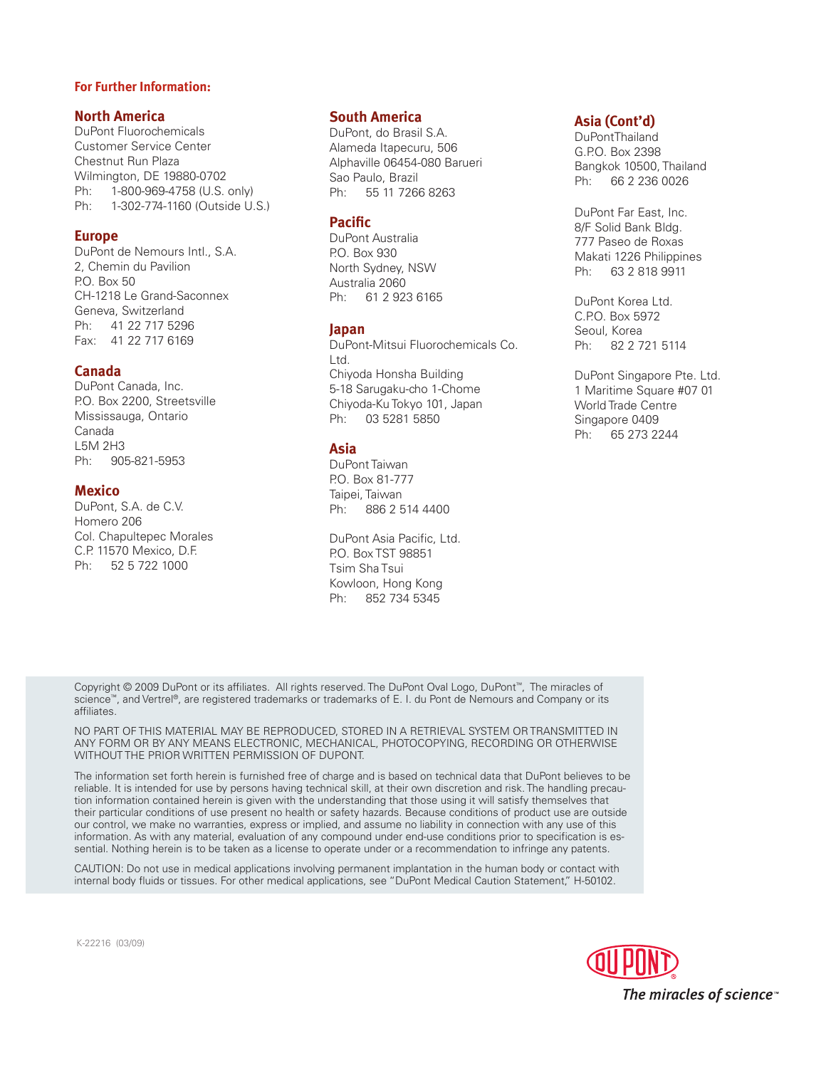**For Further Information:**

### North America

DuPont Fluorochemicals
Customer Service Center
Chestnut Run Plaza
Wilmington, DE 19880-0702
Ph: 1-800-969-4758 (U.S. only)
Ph: 1-302-774-1160 (Outside U.S.)

### Europe

DuPont de Nemours Intl., S.A.
2, Chemin du Pavilion
P.O. Box 50
CH-1218 Le Grand-Saconnex
Geneva, Switzerland
Ph: 41 22 717 5296
Fax: 41 22 717 6169

### Canada

DuPont Canada, Inc.
P.O. Box 2200, Streetsville
Mississauga, Ontario
Canada
L5M 2H3
Ph: 905-821-5953

### Mexico

DuPont, S.A. de C.V.
Homero 206
Col. Chapultepec Morales
C.P. 11570 Mexico, D.F.
Ph: 52 5 722 1000

### South America

DuPont, do Brasil S.A.
Alameda Itapecuru, 506
Alphaville 06454-080 Barueri
Sao Paulo, Brazil
Ph: 55 11 7266 8263

### Pacific

DuPont Australia
P.O. Box 930
North Sydney, NSW
Australia 2060
Ph: 61 2 923 6165

### Japan

DuPont-Mitsui Fluorochemicals Co. Ltd.
Chiyoda Honsha Building
5-18 Sarugaku-cho 1-Chome
Chiyoda-Ku Tokyo 101, Japan
Ph: 03 5281 5850

### Asia

DuPont Taiwan
P.O. Box 81-777
Taipei, Taiwan
Ph: 886 2 514 4400

DuPont Asia Pacific, Ltd.
P.O. Box TST 98851
Tsim Sha Tsui
Kowloon, Hong Kong
Ph: 852 734 5345

### Asia (Cont'd)

DuPont Thailand
G.P.O. Box 2398
Bangkok 10500, Thailand
Ph: 66 2 236 0026

DuPont Far East, Inc.
8/F Solid Bank Bldg.
777 Paseo de Roxas
Makati 1226 Philippines
Ph: 63 2 818 9911

DuPont Korea Ltd.
C.P.O. Box 5972
Seoul, Korea
Ph: 82 2 721 5114

DuPont Singapore Pte. Ltd.
1 Maritime Square #07 01
World Trade Centre
Singapore 0409
Ph: 65 273 2244

Copyright © 2009 DuPont or its affiliates. All rights reserved. The DuPont Oval Logo, DuPont™, The miracles of science™, and Vertrel®, are registered trademarks or trademarks of E. I. du Pont de Nemours and Company or its affiliates.

NO PART OF THIS MATERIAL MAY BE REPRODUCED, STORED IN A RETRIEVAL SYSTEM OR TRANSMITTED IN ANY FORM OR BY ANY MEANS ELECTRONIC, MECHANICAL, PHOTOCOPYING, RECORDING OR OTHERWISE WITHOUT THE PRIOR WRITTEN PERMISSION OF DUPONT.

The information set forth herein is furnished free of charge and is based on technical data that DuPont believes to be reliable. It is intended for use by persons having technical skill, at their own discretion and risk. The handling precaution information contained herein is given with the understanding that those using it will satisfy themselves that their particular conditions of use present no health or safety hazards. Because conditions of product use are outside our control, we make no warranties, express or implied, and assume no liability in connection with any use of this information. As with any material, evaluation of any compound under end-use conditions prior to specification is essential. Nothing herein is to be taken as a license to operate under or a recommendation to infringe any patents.

CAUTION: Do not use in medical applications involving permanent implantation in the human body or contact with internal body fluids or tissues. For other medical applications, see "DuPont Medical Caution Statement," H-50102.

K-22216 (03/09)

DuPont
*The miracles of science™*